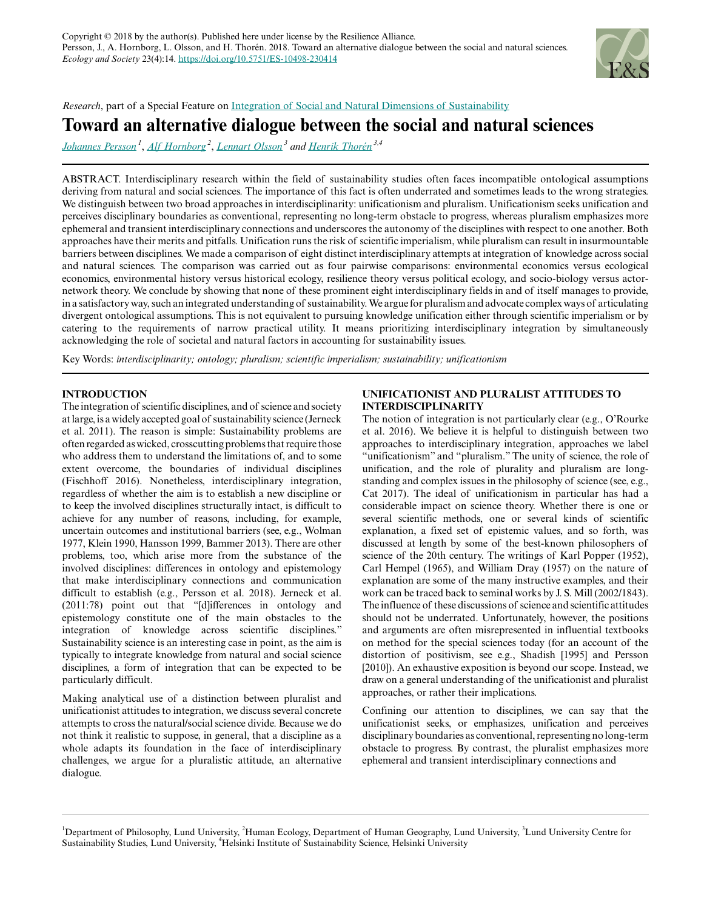Copyright © 2018 by the author(s). Published here under license by the Resilience Alliance.
Persson, J., A. Hornborg, L. Olsson, and H. Thorén. 2018. Toward an alternative dialogue between the social and natural sciences. *Ecology and Society* 23(4):14. https://doi.org/10.5751/ES-10498-230414

*Research*, part of a Special Feature on Integration of Social and Natural Dimensions of Sustainability

# Toward an alternative dialogue between the social and natural sciences

*Johannes Persson*[1], *Alf Hornborg*[2], *Lennart Olsson*[3] and *Henrik Thorén*[3,4]

ABSTRACT. Interdisciplinary research within the field of sustainability studies often faces incompatible ontological assumptions deriving from natural and social sciences. The importance of this fact is often underrated and sometimes leads to the wrong strategies. We distinguish between two broad approaches in interdisciplinarity: unificationism and pluralism. Unificationism seeks unification and perceives disciplinary boundaries as conventional, representing no long-term obstacle to progress, whereas pluralism emphasizes more ephemeral and transient interdisciplinary connections and underscores the autonomy of the disciplines with respect to one another. Both approaches have their merits and pitfalls. Unification runs the risk of scientific imperialism, while pluralism can result in insurmountable barriers between disciplines. We made a comparison of eight distinct interdisciplinary attempts at integration of knowledge across social and natural sciences. The comparison was carried out as four pairwise comparisons: environmental economics versus ecological economics, environmental history versus historical ecology, resilience theory versus political ecology, and socio-biology versus actor-network theory. We conclude by showing that none of these prominent eight interdisciplinary fields in and of itself manages to provide, in a satisfactory way, such an integrated understanding of sustainability. We argue for pluralism and advocate complex ways of articulating divergent ontological assumptions. This is not equivalent to pursuing knowledge unification either through scientific imperialism or by catering to the requirements of narrow practical utility. It means prioritizing interdisciplinary integration by simultaneously acknowledging the role of societal and natural factors in accounting for sustainability issues.

Key Words: *interdisciplinarity; ontology; pluralism; scientific imperialism; sustainability; unificationism*

## INTRODUCTION

The integration of scientific disciplines, and of science and society at large, is a widely accepted goal of sustainability science (Jerneck et al. 2011). The reason is simple: Sustainability problems are often regarded as wicked, crosscutting problems that require those who address them to understand the limitations of, and to some extent overcome, the boundaries of individual disciplines (Fischhoff 2016). Nonetheless, interdisciplinary integration, regardless of whether the aim is to establish a new discipline or to keep the involved disciplines structurally intact, is difficult to achieve for any number of reasons, including, for example, uncertain outcomes and institutional barriers (see, e.g., Wolman 1977, Klein 1990, Hansson 1999, Bammer 2013). There are other problems, too, which arise more from the substance of the involved disciplines: differences in ontology and epistemology that make interdisciplinary connections and communication difficult to establish (e.g., Persson et al. 2018). Jerneck et al. (2011:78) point out that "[d]ifferences in ontology and epistemology constitute one of the main obstacles to the integration of knowledge across scientific disciplines." Sustainability science is an interesting case in point, as the aim is typically to integrate knowledge from natural and social science disciplines, a form of integration that can be expected to be particularly difficult.

Making analytical use of a distinction between pluralist and unificationist attitudes to integration, we discuss several concrete attempts to cross the natural/social science divide. Because we do not think it realistic to suppose, in general, that a discipline as a whole adapts its foundation in the face of interdisciplinary challenges, we argue for a pluralistic attitude, an alternative dialogue.

## UNIFICATIONIST AND PLURALIST ATTITUDES TO INTERDISCIPLINARITY

The notion of integration is not particularly clear (e.g., O'Rourke et al. 2016). We believe it is helpful to distinguish between two approaches to interdisciplinary integration, approaches we label "unificationism" and "pluralism." The unity of science, the role of unification, and the role of plurality and pluralism are long-standing and complex issues in the philosophy of science (see, e.g., Cat 2017). The ideal of unificationism in particular has had a considerable impact on science theory. Whether there is one or several scientific methods, one or several kinds of scientific explanation, a fixed set of epistemic values, and so forth, was discussed at length by some of the best-known philosophers of science of the 20th century. The writings of Karl Popper (1952), Carl Hempel (1965), and William Dray (1957) on the nature of explanation are some of the many instructive examples, and their work can be traced back to seminal works by J. S. Mill (2002/1843). The influence of these discussions of science and scientific attitudes should not be underrated. Unfortunately, however, the positions and arguments are often misrepresented in influential textbooks on method for the special sciences today (for an account of the distortion of positivism, see e.g., Shadish [1995] and Persson [2010]). An exhaustive exposition is beyond our scope. Instead, we draw on a general understanding of the unificationist and pluralist approaches, or rather their implications.

Confining our attention to disciplines, we can say that the unificationist seeks, or emphasizes, unification and perceives disciplinary boundaries as conventional, representing no long-term obstacle to progress. By contrast, the pluralist emphasizes more ephemeral and transient interdisciplinary connections and

[1]Department of Philosophy, Lund University, [2]Human Ecology, Department of Human Geography, Lund University, [3]Lund University Centre for Sustainability Studies, Lund University, [4]Helsinki Institute of Sustainability Science, Helsinki University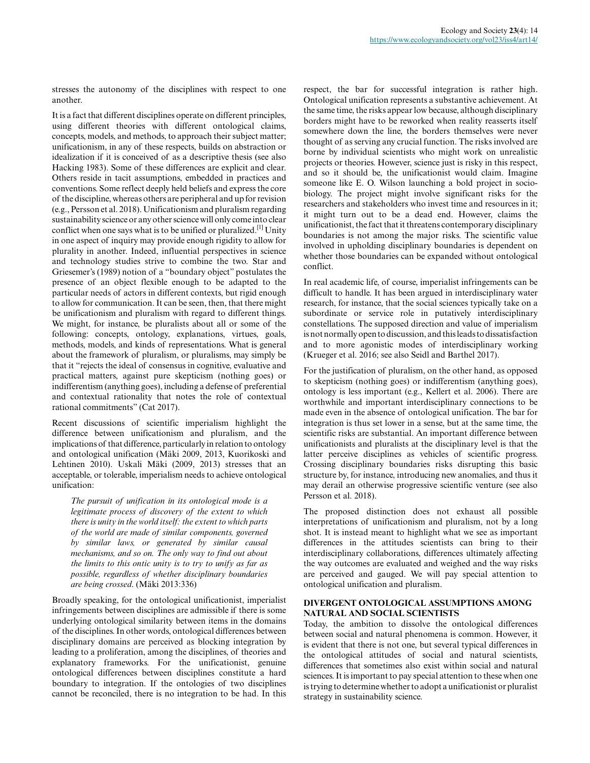stresses the autonomy of the disciplines with respect to one another.

It is a fact that different disciplines operate on different principles, using different theories with different ontological claims, concepts, models, and methods, to approach their subject matter; unificationism, in any of these respects, builds on abstraction or idealization if it is conceived of as a descriptive thesis (see also Hacking 1983). Some of these differences are explicit and clear. Others reside in tacit assumptions, embedded in practices and conventions. Some reflect deeply held beliefs and express the core of the discipline, whereas others are peripheral and up for revision (e.g., Persson et al. 2018). Unificationism and pluralism regarding sustainability science or any other science will only come into clear conflict when one says what is to be unified or pluralized.[1] Unity in one aspect of inquiry may provide enough rigidity to allow for plurality in another. Indeed, influential perspectives in science and technology studies strive to combine the two. Star and Griesemer's (1989) notion of a "boundary object" postulates the presence of an object flexible enough to be adapted to the particular needs of actors in different contexts, but rigid enough to allow for communication. It can be seen, then, that there might be unificationism and pluralism with regard to different things. We might, for instance, be pluralists about all or some of the following: concepts, ontology, explanations, virtues, goals, methods, models, and kinds of representations. What is general about the framework of pluralism, or pluralisms, may simply be that it "rejects the ideal of consensus in cognitive, evaluative and practical matters, against pure skepticism (nothing goes) or indifferentism (anything goes), including a defense of preferential and contextual rationality that notes the role of contextual rational commitments" (Cat 2017).

Recent discussions of scientific imperialism highlight the difference between unificationism and pluralism, and the implications of that difference, particularly in relation to ontology and ontological unification (Mäki 2009, 2013, Kuorikoski and Lehtinen 2010). Uskali Mäki (2009, 2013) stresses that an acceptable, or tolerable, imperialism needs to achieve ontological unification:

> *The pursuit of unification in its ontological mode is a legitimate process of discovery of the extent to which there is unity in the world itself: the extent to which parts of the world are made of similar components, governed by similar laws, or generated by similar causal mechanisms, and so on. The only way to find out about the limits to this ontic unity is to try to unify as far as possible, regardless of whether disciplinary boundaries are being crossed*. (Mäki 2013:336)

Broadly speaking, for the ontological unificationist, imperialist infringements between disciplines are admissible if there is some underlying ontological similarity between items in the domains of the disciplines. In other words, ontological differences between disciplinary domains are perceived as blocking integration by leading to a proliferation, among the disciplines, of theories and explanatory frameworks. For the unificationist, genuine ontological differences between disciplines constitute a hard boundary to integration. If the ontologies of two disciplines cannot be reconciled, there is no integration to be had. In this respect, the bar for successful integration is rather high. Ontological unification represents a substantive achievement. At the same time, the risks appear low because, although disciplinary borders might have to be reworked when reality reasserts itself somewhere down the line, the borders themselves were never thought of as serving any crucial function. The risks involved are borne by individual scientists who might work on unrealistic projects or theories. However, science just is risky in this respect, and so it should be, the unificationist would claim. Imagine someone like E. O. Wilson launching a bold project in sociobiology. The project might involve significant risks for the researchers and stakeholders who invest time and resources in it; it might turn out to be a dead end. However, claims the unificationist, the fact that it threatens contemporary disciplinary boundaries is not among the major risks. The scientific value involved in upholding disciplinary boundaries is dependent on whether those boundaries can be expanded without ontological conflict.

In real academic life, of course, imperialist infringements can be difficult to handle. It has been argued in interdisciplinary water research, for instance, that the social sciences typically take on a subordinate or service role in putatively interdisciplinary constellations. The supposed direction and value of imperialism is not normally open to discussion, and this leads to dissatisfaction and to more agonistic modes of interdisciplinary working (Krueger et al. 2016; see also Seidl and Barthel 2017).

For the justification of pluralism, on the other hand, as opposed to skepticism (nothing goes) or indifferentism (anything goes), ontology is less important (e.g., Kellert et al. 2006). There are worthwhile and important interdisciplinary connections to be made even in the absence of ontological unification. The bar for integration is thus set lower in a sense, but at the same time, the scientific risks are substantial. An important difference between unificationists and pluralists at the disciplinary level is that the latter perceive disciplines as vehicles of scientific progress. Crossing disciplinary boundaries risks disrupting this basic structure by, for instance, introducing new anomalies, and thus it may derail an otherwise progressive scientific venture (see also Persson et al. 2018).

The proposed distinction does not exhaust all possible interpretations of unificationism and pluralism, not by a long shot. It is instead meant to highlight what we see as important differences in the attitudes scientists can bring to their interdisciplinary collaborations, differences ultimately affecting the way outcomes are evaluated and weighed and the way risks are perceived and gauged. We will pay special attention to ontological unification and pluralism.

## DIVERGENT ONTOLOGICAL ASSUMPTIONS AMONG NATURAL AND SOCIAL SCIENTISTS

Today, the ambition to dissolve the ontological differences between social and natural phenomena is common. However, it is evident that there is not one, but several typical differences in the ontological attitudes of social and natural scientists, differences that sometimes also exist within social and natural sciences. It is important to pay special attention to these when one is trying to determine whether to adopt a unificationist or pluralist strategy in sustainability science.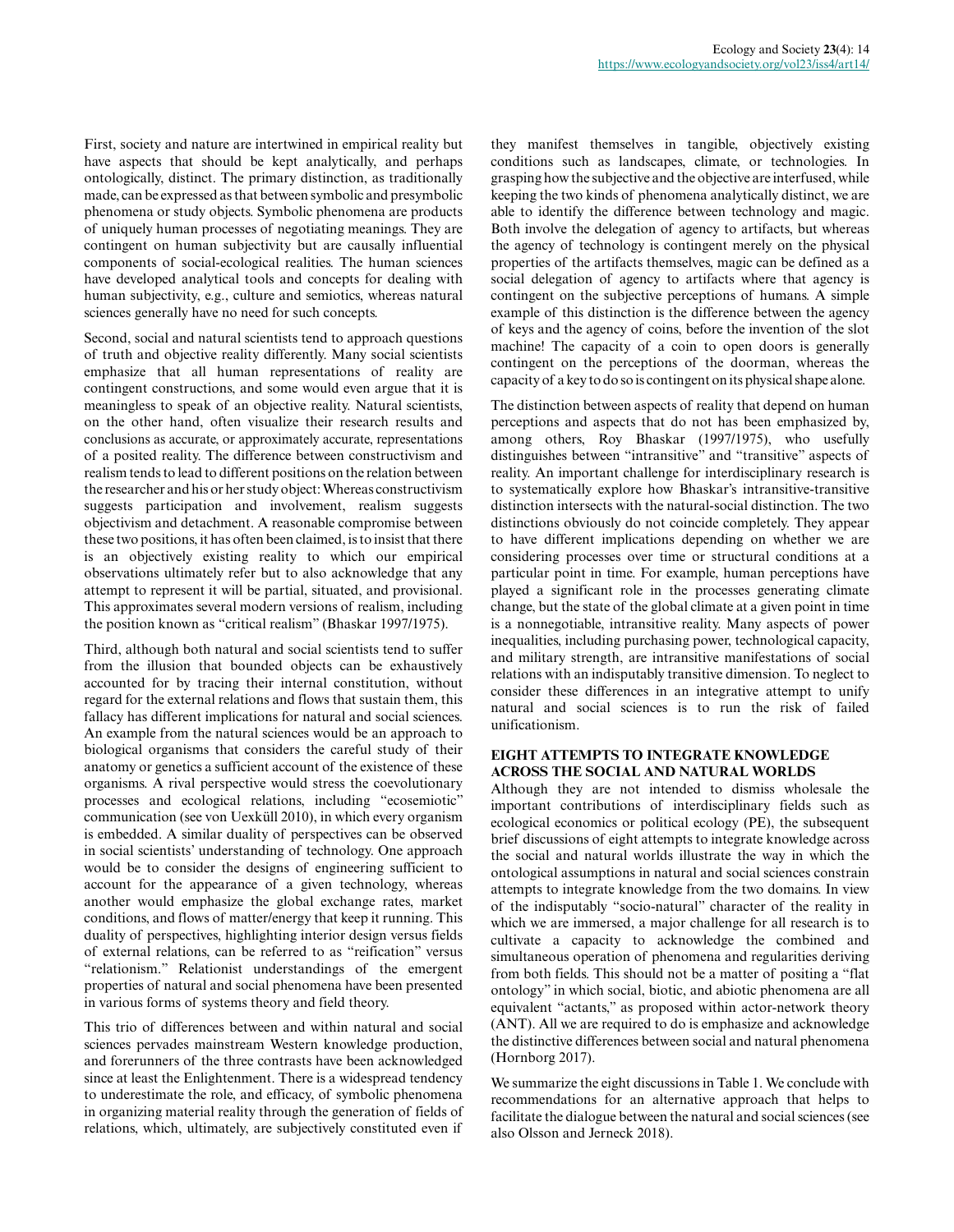First, society and nature are intertwined in empirical reality but have aspects that should be kept analytically, and perhaps ontologically, distinct. The primary distinction, as traditionally made, can be expressed as that between symbolic and presymbolic phenomena or study objects. Symbolic phenomena are products of uniquely human processes of negotiating meanings. They are contingent on human subjectivity but are causally influential components of social-ecological realities. The human sciences have developed analytical tools and concepts for dealing with human subjectivity, e.g., culture and semiotics, whereas natural sciences generally have no need for such concepts.

Second, social and natural scientists tend to approach questions of truth and objective reality differently. Many social scientists emphasize that all human representations of reality are contingent constructions, and some would even argue that it is meaningless to speak of an objective reality. Natural scientists, on the other hand, often visualize their research results and conclusions as accurate, or approximately accurate, representations of a posited reality. The difference between constructivism and realism tends to lead to different positions on the relation between the researcher and his or her study object: Whereas constructivism suggests participation and involvement, realism suggests objectivism and detachment. A reasonable compromise between these two positions, it has often been claimed, is to insist that there is an objectively existing reality to which our empirical observations ultimately refer but to also acknowledge that any attempt to represent it will be partial, situated, and provisional. This approximates several modern versions of realism, including the position known as "critical realism" (Bhaskar 1997/1975).

Third, although both natural and social scientists tend to suffer from the illusion that bounded objects can be exhaustively accounted for by tracing their internal constitution, without regard for the external relations and flows that sustain them, this fallacy has different implications for natural and social sciences. An example from the natural sciences would be an approach to biological organisms that considers the careful study of their anatomy or genetics a sufficient account of the existence of these organisms. A rival perspective would stress the coevolutionary processes and ecological relations, including "ecosemiotic" communication (see von Uexküll 2010), in which every organism is embedded. A similar duality of perspectives can be observed in social scientists' understanding of technology. One approach would be to consider the designs of engineering sufficient to account for the appearance of a given technology, whereas another would emphasize the global exchange rates, market conditions, and flows of matter/energy that keep it running. This duality of perspectives, highlighting interior design versus fields of external relations, can be referred to as "reification" versus "relationism." Relationist understandings of the emergent properties of natural and social phenomena have been presented in various forms of systems theory and field theory.

This trio of differences between and within natural and social sciences pervades mainstream Western knowledge production, and forerunners of the three contrasts have been acknowledged since at least the Enlightenment. There is a widespread tendency to underestimate the role, and efficacy, of symbolic phenomena in organizing material reality through the generation of fields of relations, which, ultimately, are subjectively constituted even if they manifest themselves in tangible, objectively existing conditions such as landscapes, climate, or technologies. In grasping how the subjective and the objective are interfused, while keeping the two kinds of phenomena analytically distinct, we are able to identify the difference between technology and magic. Both involve the delegation of agency to artifacts, but whereas the agency of technology is contingent merely on the physical properties of the artifacts themselves, magic can be defined as a social delegation of agency to artifacts where that agency is contingent on the subjective perceptions of humans. A simple example of this distinction is the difference between the agency of keys and the agency of coins, before the invention of the slot machine! The capacity of a coin to open doors is generally contingent on the perceptions of the doorman, whereas the capacity of a key to do so is contingent on its physical shape alone.

The distinction between aspects of reality that depend on human perceptions and aspects that do not has been emphasized by, among others, Roy Bhaskar (1997/1975), who usefully distinguishes between "intransitive" and "transitive" aspects of reality. An important challenge for interdisciplinary research is to systematically explore how Bhaskar's intransitive-transitive distinction intersects with the natural-social distinction. The two distinctions obviously do not coincide completely. They appear to have different implications depending on whether we are considering processes over time or structural conditions at a particular point in time. For example, human perceptions have played a significant role in the processes generating climate change, but the state of the global climate at a given point in time is a nonnegotiable, intransitive reality. Many aspects of power inequalities, including purchasing power, technological capacity, and military strength, are intransitive manifestations of social relations with an indisputably transitive dimension. To neglect to consider these differences in an integrative attempt to unify natural and social sciences is to run the risk of failed unificationism.

## EIGHT ATTEMPTS TO INTEGRATE KNOWLEDGE ACROSS THE SOCIAL AND NATURAL WORLDS

Although they are not intended to dismiss wholesale the important contributions of interdisciplinary fields such as ecological economics or political ecology (PE), the subsequent brief discussions of eight attempts to integrate knowledge across the social and natural worlds illustrate the way in which the ontological assumptions in natural and social sciences constrain attempts to integrate knowledge from the two domains. In view of the indisputably "socio-natural" character of the reality in which we are immersed, a major challenge for all research is to cultivate a capacity to acknowledge the combined and simultaneous operation of phenomena and regularities deriving from both fields. This should not be a matter of positing a "flat ontology" in which social, biotic, and abiotic phenomena are all equivalent "actants," as proposed within actor-network theory (ANT). All we are required to do is emphasize and acknowledge the distinctive differences between social and natural phenomena (Hornborg 2017).

We summarize the eight discussions in Table 1. We conclude with recommendations for an alternative approach that helps to facilitate the dialogue between the natural and social sciences (see also Olsson and Jerneck 2018).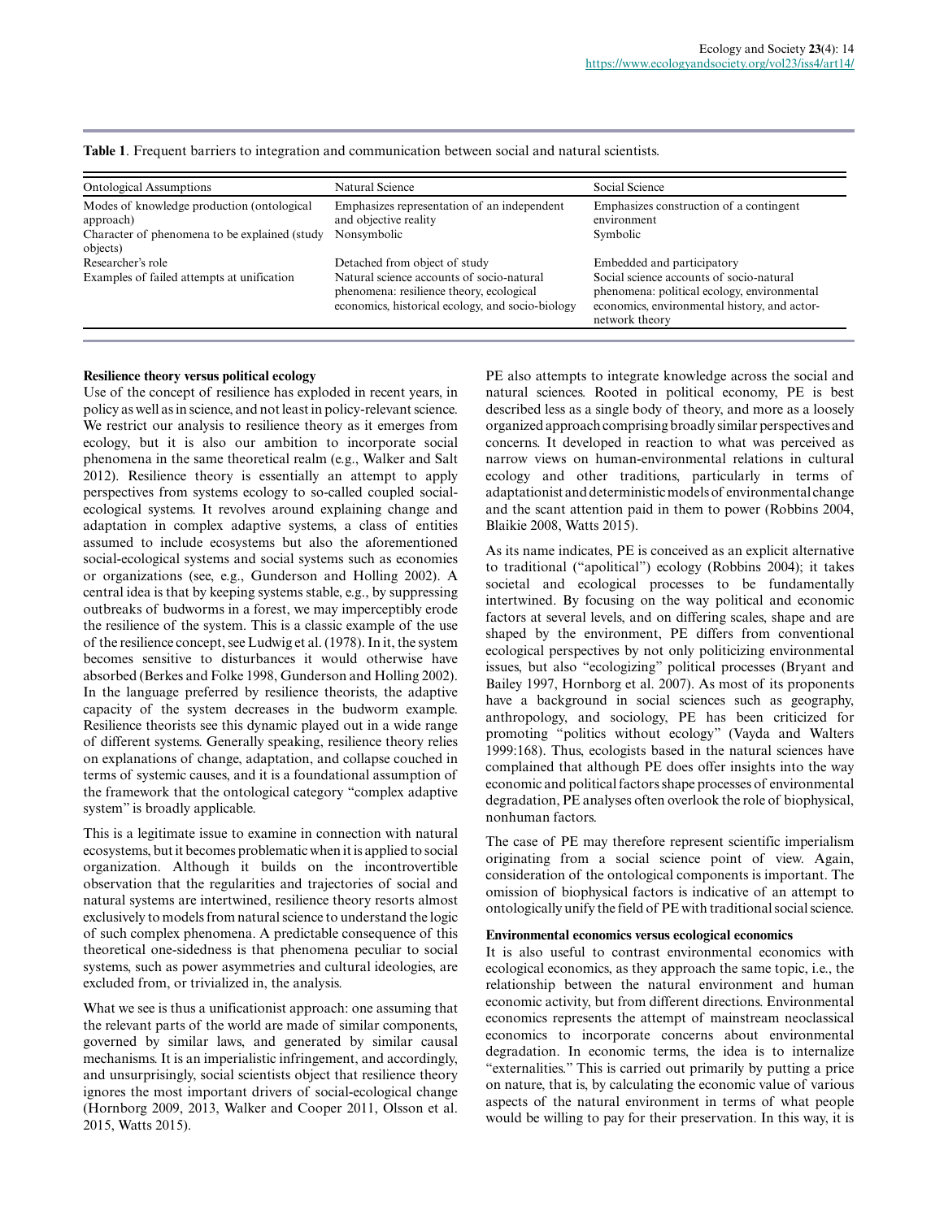**Table 1**. Frequent barriers to integration and communication between social and natural scientists.

| Ontological Assumptions | Natural Science | Social Science |
|---|---|---|
| Modes of knowledge production (ontological approach) | Emphasizes representation of an independent and objective reality | Emphasizes construction of a contingent environment |
| Character of phenomena to be explained (study objects) | Nonsymbolic | Symbolic |
| Researcher's role | Detached from object of study | Embedded and participatory |
| Examples of failed attempts at unification | Natural science accounts of socio-natural phenomena: resilience theory, ecological economics, historical ecology, and socio-biology | Social science accounts of socio-natural phenomena: political ecology, environmental economics, environmental history, and actor-network theory |

**Resilience theory versus political ecology**

Use of the concept of resilience has exploded in recent years, in policy as well as in science, and not least in policy-relevant science. We restrict our analysis to resilience theory as it emerges from ecology, but it is also our ambition to incorporate social phenomena in the same theoretical realm (e.g., Walker and Salt 2012). Resilience theory is essentially an attempt to apply perspectives from systems ecology to so-called coupled social-ecological systems. It revolves around explaining change and adaptation in complex adaptive systems, a class of entities assumed to include ecosystems but also the aforementioned social-ecological systems and social systems such as economies or organizations (see, e.g., Gunderson and Holling 2002). A central idea is that by keeping systems stable, e.g., by suppressing outbreaks of budworms in a forest, we may imperceptibly erode the resilience of the system. This is a classic example of the use of the resilience concept, see Ludwig et al. (1978). In it, the system becomes sensitive to disturbances it would otherwise have absorbed (Berkes and Folke 1998, Gunderson and Holling 2002). In the language preferred by resilience theorists, the adaptive capacity of the system decreases in the budworm example. Resilience theorists see this dynamic played out in a wide range of different systems. Generally speaking, resilience theory relies on explanations of change, adaptation, and collapse couched in terms of systemic causes, and it is a foundational assumption of the framework that the ontological category "complex adaptive system" is broadly applicable.

This is a legitimate issue to examine in connection with natural ecosystems, but it becomes problematic when it is applied to social organization. Although it builds on the incontrovertible observation that the regularities and trajectories of social and natural systems are intertwined, resilience theory resorts almost exclusively to models from natural science to understand the logic of such complex phenomena. A predictable consequence of this theoretical one-sidedness is that phenomena peculiar to social systems, such as power asymmetries and cultural ideologies, are excluded from, or trivialized in, the analysis.

What we see is thus a unificationist approach: one assuming that the relevant parts of the world are made of similar components, governed by similar laws, and generated by similar causal mechanisms. It is an imperialistic infringement, and accordingly, and unsurprisingly, social scientists object that resilience theory ignores the most important drivers of social-ecological change (Hornborg 2009, 2013, Walker and Cooper 2011, Olsson et al. 2015, Watts 2015).

PE also attempts to integrate knowledge across the social and natural sciences. Rooted in political economy, PE is best described less as a single body of theory, and more as a loosely organized approach comprising broadly similar perspectives and concerns. It developed in reaction to what was perceived as narrow views on human-environmental relations in cultural ecology and other traditions, particularly in terms of adaptationist and deterministic models of environmental change and the scant attention paid in them to power (Robbins 2004, Blaikie 2008, Watts 2015).

As its name indicates, PE is conceived as an explicit alternative to traditional ("apolitical") ecology (Robbins 2004); it takes societal and ecological processes to be fundamentally intertwined. By focusing on the way political and economic factors at several levels, and on differing scales, shape and are shaped by the environment, PE differs from conventional ecological perspectives by not only politicizing environmental issues, but also "ecologizing" political processes (Bryant and Bailey 1997, Hornborg et al. 2007). As most of its proponents have a background in social sciences such as geography, anthropology, and sociology, PE has been criticized for promoting "politics without ecology" (Vayda and Walters 1999:168). Thus, ecologists based in the natural sciences have complained that although PE does offer insights into the way economic and political factors shape processes of environmental degradation, PE analyses often overlook the role of biophysical, nonhuman factors.

The case of PE may therefore represent scientific imperialism originating from a social science point of view. Again, consideration of the ontological components is important. The omission of biophysical factors is indicative of an attempt to ontologically unify the field of PE with traditional social science.

**Environmental economics versus ecological economics**

It is also useful to contrast environmental economics with ecological economics, as they approach the same topic, i.e., the relationship between the natural environment and human economic activity, but from different directions. Environmental economics represents the attempt of mainstream neoclassical economics to incorporate concerns about environmental degradation. In economic terms, the idea is to internalize "externalities." This is carried out primarily by putting a price on nature, that is, by calculating the economic value of various aspects of the natural environment in terms of what people would be willing to pay for their preservation. In this way, it is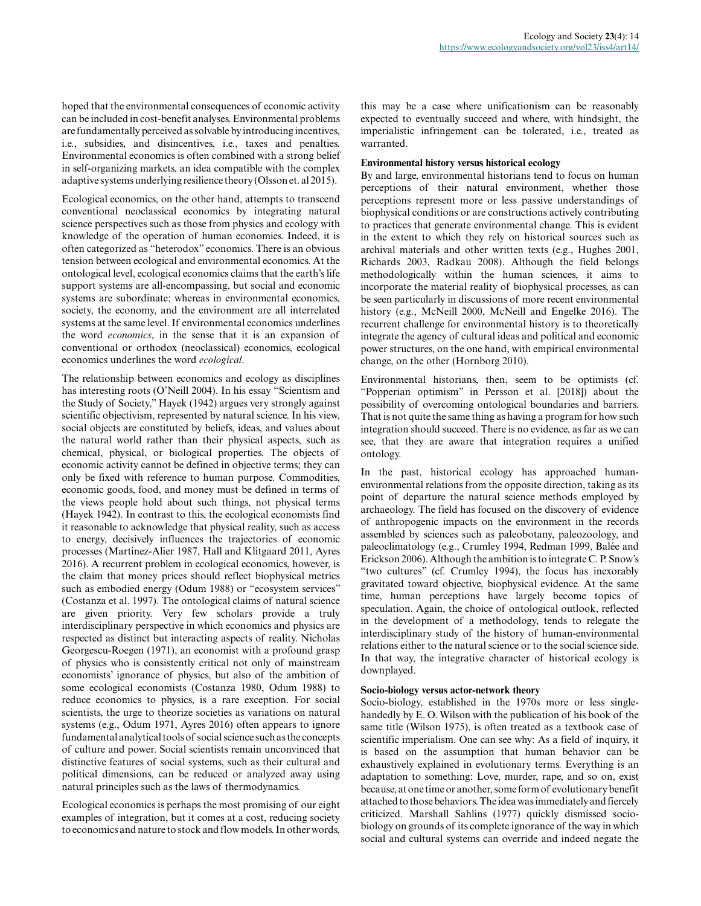hoped that the environmental consequences of economic activity can be included in cost-benefit analyses. Environmental problems are fundamentally perceived as solvable by introducing incentives, i.e., subsidies, and disincentives, i.e., taxes and penalties. Environmental economics is often combined with a strong belief in self-organizing markets, an idea compatible with the complex adaptive systems underlying resilience theory (Olsson et. al 2015).

Ecological economics, on the other hand, attempts to transcend conventional neoclassical economics by integrating natural science perspectives such as those from physics and ecology with knowledge of the operation of human economies. Indeed, it is often categorized as "heterodox" economics. There is an obvious tension between ecological and environmental economics. At the ontological level, ecological economics claims that the earth's life support systems are all-encompassing, but social and economic systems are subordinate; whereas in environmental economics, society, the economy, and the environment are all interrelated systems at the same level. If environmental economics underlines the word *economics*, in the sense that it is an expansion of conventional or orthodox (neoclassical) economics, ecological economics underlines the word *ecological*.

The relationship between economics and ecology as disciplines has interesting roots (O'Neill 2004). In his essay "Scientism and the Study of Society," Hayek (1942) argues very strongly against scientific objectivism, represented by natural science. In his view, social objects are constituted by beliefs, ideas, and values about the natural world rather than their physical aspects, such as chemical, physical, or biological properties. The objects of economic activity cannot be defined in objective terms; they can only be fixed with reference to human purpose. Commodities, economic goods, food, and money must be defined in terms of the views people hold about such things, not physical terms (Hayek 1942). In contrast to this, the ecological economists find it reasonable to acknowledge that physical reality, such as access to energy, decisively influences the trajectories of economic processes (Martinez-Alier 1987, Hall and Klitgaard 2011, Ayres 2016). A recurrent problem in ecological economics, however, is the claim that money prices should reflect biophysical metrics such as embodied energy (Odum 1988) or "ecosystem services" (Costanza et al. 1997). The ontological claims of natural science are given priority. Very few scholars provide a truly interdisciplinary perspective in which economics and physics are respected as distinct but interacting aspects of reality. Nicholas Georgescu-Roegen (1971), an economist with a profound grasp of physics who is consistently critical not only of mainstream economists' ignorance of physics, but also of the ambition of some ecological economists (Costanza 1980, Odum 1988) to reduce economics to physics, is a rare exception. For social scientists, the urge to theorize societies as variations on natural systems (e.g., Odum 1971, Ayres 2016) often appears to ignore fundamental analytical tools of social science such as the concepts of culture and power. Social scientists remain unconvinced that distinctive features of social systems, such as their cultural and political dimensions, can be reduced or analyzed away using natural principles such as the laws of thermodynamics.

Ecological economics is perhaps the most promising of our eight examples of integration, but it comes at a cost, reducing society to economics and nature to stock and flow models. In other words, this may be a case where unificationism can be reasonably expected to eventually succeed and where, with hindsight, the imperialistic infringement can be tolerated, i.e., treated as warranted.

**Environmental history versus historical ecology**

By and large, environmental historians tend to focus on human perceptions of their natural environment, whether those perceptions represent more or less passive understandings of biophysical conditions or are constructions actively contributing to practices that generate environmental change. This is evident in the extent to which they rely on historical sources such as archival materials and other written texts (e.g., Hughes 2001, Richards 2003, Radkau 2008). Although the field belongs methodologically within the human sciences, it aims to incorporate the material reality of biophysical processes, as can be seen particularly in discussions of more recent environmental history (e.g., McNeill 2000, McNeill and Engelke 2016). The recurrent challenge for environmental history is to theoretically integrate the agency of cultural ideas and political and economic power structures, on the one hand, with empirical environmental change, on the other (Hornborg 2010).

Environmental historians, then, seem to be optimists (cf. "Popperian optimism" in Persson et al. [2018]) about the possibility of overcoming ontological boundaries and barriers. That is not quite the same thing as having a program for how such integration should succeed. There is no evidence, as far as we can see, that they are aware that integration requires a unified ontology.

In the past, historical ecology has approached human-environmental relations from the opposite direction, taking as its point of departure the natural science methods employed by archaeology. The field has focused on the discovery of evidence of anthropogenic impacts on the environment in the records assembled by sciences such as paleobotany, paleozoology, and paleoclimatology (e.g., Crumley 1994, Redman 1999, Balée and Erickson 2006). Although the ambition is to integrate C. P. Snow's "two cultures" (cf. Crumley 1994), the focus has inexorably gravitated toward objective, biophysical evidence. At the same time, human perceptions have largely become topics of speculation. Again, the choice of ontological outlook, reflected in the development of a methodology, tends to relegate the interdisciplinary study of the history of human-environmental relations either to the natural science or to the social science side. In that way, the integrative character of historical ecology is downplayed.

**Socio-biology versus actor-network theory**

Socio-biology, established in the 1970s more or less single-handedly by E. O. Wilson with the publication of his book of the same title (Wilson 1975), is often treated as a textbook case of scientific imperialism. One can see why: As a field of inquiry, it is based on the assumption that human behavior can be exhaustively explained in evolutionary terms. Everything is an adaptation to something: Love, murder, rape, and so on, exist because, at one time or another, some form of evolutionary benefit attached to those behaviors. The idea was immediately and fiercely criticized. Marshall Sahlins (1977) quickly dismissed socio-biology on grounds of its complete ignorance of the way in which social and cultural systems can override and indeed negate the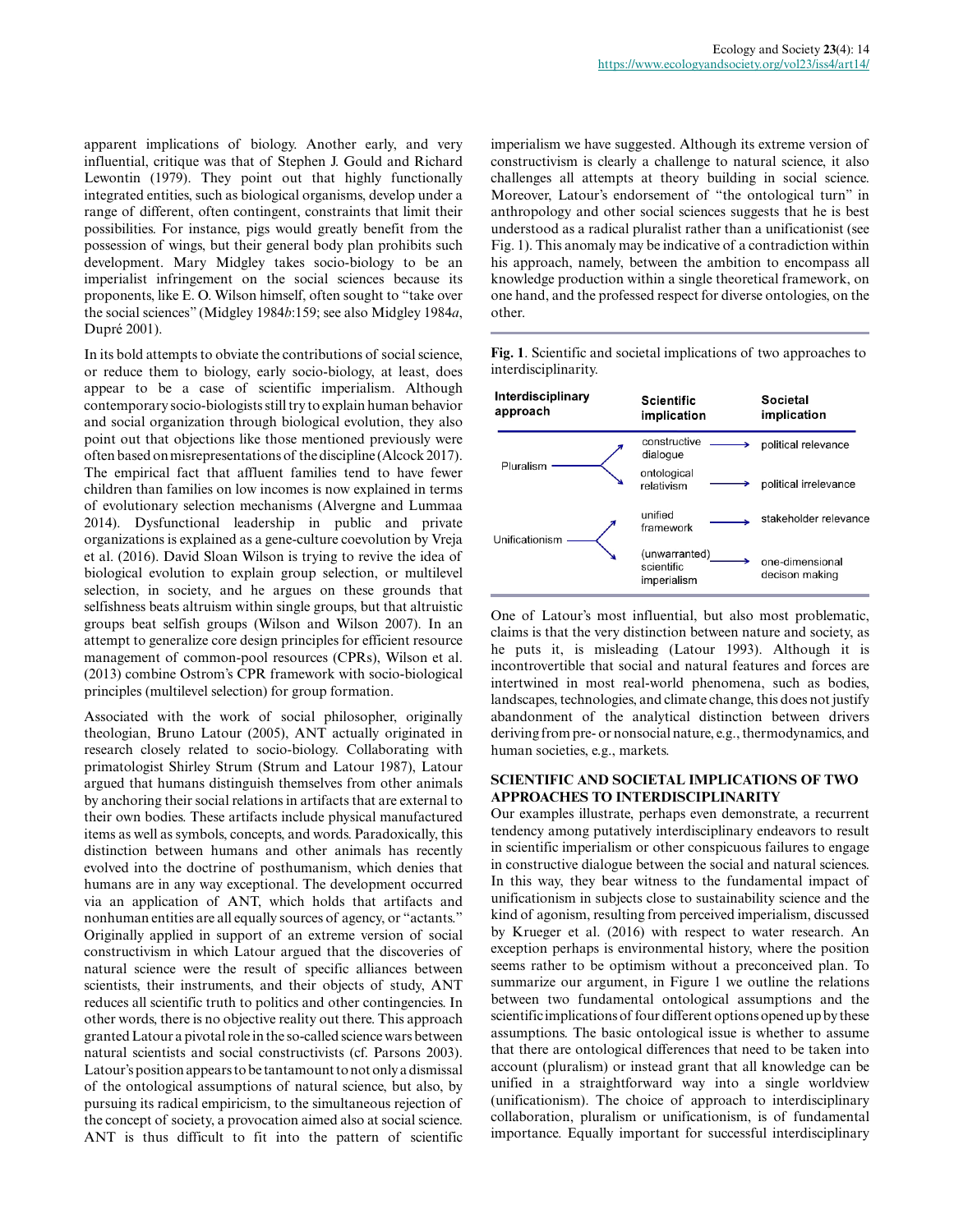apparent implications of biology. Another early, and very influential, critique was that of Stephen J. Gould and Richard Lewontin (1979). They point out that highly functionally integrated entities, such as biological organisms, develop under a range of different, often contingent, constraints that limit their possibilities. For instance, pigs would greatly benefit from the possession of wings, but their general body plan prohibits such development. Mary Midgley takes socio-biology to be an imperialist infringement on the social sciences because its proponents, like E. O. Wilson himself, often sought to "take over the social sciences" (Midgley 1984*b*:159; see also Midgley 1984*a*, Dupré 2001).

In its bold attempts to obviate the contributions of social science, or reduce them to biology, early socio-biology, at least, does appear to be a case of scientific imperialism. Although contemporary socio-biologists still try to explain human behavior and social organization through biological evolution, they also point out that objections like those mentioned previously were often based on misrepresentations of the discipline (Alcock 2017). The empirical fact that affluent families tend to have fewer children than families on low incomes is now explained in terms of evolutionary selection mechanisms (Alvergne and Lummaa 2014). Dysfunctional leadership in public and private organizations is explained as a gene-culture coevolution by Vreja et al. (2016). David Sloan Wilson is trying to revive the idea of biological evolution to explain group selection, or multilevel selection, in society, and he argues on these grounds that selfishness beats altruism within single groups, but that altruistic groups beat selfish groups (Wilson and Wilson 2007). In an attempt to generalize core design principles for efficient resource management of common-pool resources (CPRs), Wilson et al. (2013) combine Ostrom's CPR framework with socio-biological principles (multilevel selection) for group formation.

Associated with the work of social philosopher, originally theologian, Bruno Latour (2005), ANT actually originated in research closely related to socio-biology. Collaborating with primatologist Shirley Strum (Strum and Latour 1987), Latour argued that humans distinguish themselves from other animals by anchoring their social relations in artifacts that are external to their own bodies. These artifacts include physical manufactured items as well as symbols, concepts, and words. Paradoxically, this distinction between humans and other animals has recently evolved into the doctrine of posthumanism, which denies that humans are in any way exceptional. The development occurred via an application of ANT, which holds that artifacts and nonhuman entities are all equally sources of agency, or "actants." Originally applied in support of an extreme version of social constructivism in which Latour argued that the discoveries of natural science were the result of specific alliances between scientists, their instruments, and their objects of study, ANT reduces all scientific truth to politics and other contingencies. In other words, there is no objective reality out there. This approach granted Latour a pivotal role in the so-called science wars between natural scientists and social constructivists (cf. Parsons 2003). Latour's position appears to be tantamount to not only a dismissal of the ontological assumptions of natural science, but also, by pursuing its radical empiricism, to the simultaneous rejection of the concept of society, a provocation aimed also at social science. ANT is thus difficult to fit into the pattern of scientific imperialism we have suggested. Although its extreme version of constructivism is clearly a challenge to natural science, it also challenges all attempts at theory building in social science. Moreover, Latour's endorsement of "the ontological turn" in anthropology and other social sciences suggests that he is best understood as a radical pluralist rather than a unificationist (see Fig. 1). This anomaly may be indicative of a contradiction within his approach, namely, between the ambition to encompass all knowledge production within a single theoretical framework, on one hand, and the professed respect for diverse ontologies, on the other.

**Fig. 1**. Scientific and societal implications of two approaches to interdisciplinarity.

| Interdisciplinary approach | Scientific implication | Societal implication |
|---|---|---|
| Pluralism | constructive dialogue | political relevance |
| | ontological relativism | political irrelevance |
| Unificationism | unified framework | stakeholder relevance |
| | (unwarranted) scientific imperialism | one-dimensional decison making |

One of Latour's most influential, but also most problematic, claims is that the very distinction between nature and society, as he puts it, is misleading (Latour 1993). Although it is incontrovertible that social and natural features and forces are intertwined in most real-world phenomena, such as bodies, landscapes, technologies, and climate change, this does not justify abandonment of the analytical distinction between drivers deriving from pre- or nonsocial nature, e.g., thermodynamics, and human societies, e.g., markets.

## SCIENTIFIC AND SOCIETAL IMPLICATIONS OF TWO APPROACHES TO INTERDISCIPLINARITY

Our examples illustrate, perhaps even demonstrate, a recurrent tendency among putatively interdisciplinary endeavors to result in scientific imperialism or other conspicuous failures to engage in constructive dialogue between the social and natural sciences. In this way, they bear witness to the fundamental impact of unificationism in subjects close to sustainability science and the kind of agonism, resulting from perceived imperialism, discussed by Krueger et al. (2016) with respect to water research. An exception perhaps is environmental history, where the position seems rather to be optimism without a preconceived plan. To summarize our argument, in Figure 1 we outline the relations between two fundamental ontological assumptions and the scientific implications of four different options opened up by these assumptions. The basic ontological issue is whether to assume that there are ontological differences that need to be taken into account (pluralism) or instead grant that all knowledge can be unified in a straightforward way into a single worldview (unificationism). The choice of approach to interdisciplinary collaboration, pluralism or unificationism, is of fundamental importance. Equally important for successful interdisciplinary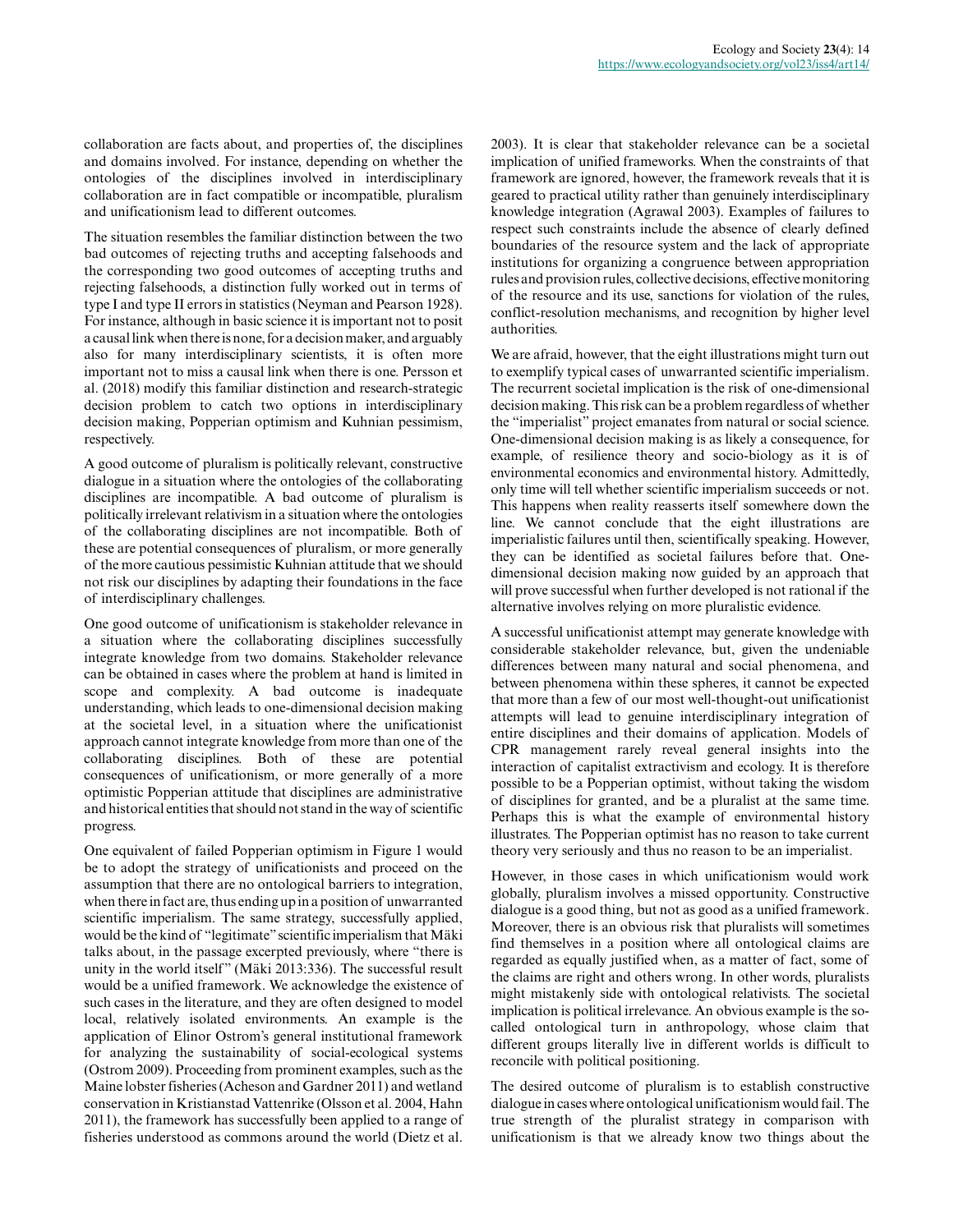collaboration are facts about, and properties of, the disciplines and domains involved. For instance, depending on whether the ontologies of the disciplines involved in interdisciplinary collaboration are in fact compatible or incompatible, pluralism and unificationism lead to different outcomes.

The situation resembles the familiar distinction between the two bad outcomes of rejecting truths and accepting falsehoods and the corresponding two good outcomes of accepting truths and rejecting falsehoods, a distinction fully worked out in terms of type I and type II errors in statistics (Neyman and Pearson 1928). For instance, although in basic science it is important not to posit a causal link when there is none, for a decision maker, and arguably also for many interdisciplinary scientists, it is often more important not to miss a causal link when there is one. Persson et al. (2018) modify this familiar distinction and research-strategic decision problem to catch two options in interdisciplinary decision making, Popperian optimism and Kuhnian pessimism, respectively.

A good outcome of pluralism is politically relevant, constructive dialogue in a situation where the ontologies of the collaborating disciplines are incompatible. A bad outcome of pluralism is politically irrelevant relativism in a situation where the ontologies of the collaborating disciplines are not incompatible. Both of these are potential consequences of pluralism, or more generally of the more cautious pessimistic Kuhnian attitude that we should not risk our disciplines by adapting their foundations in the face of interdisciplinary challenges.

One good outcome of unificationism is stakeholder relevance in a situation where the collaborating disciplines successfully integrate knowledge from two domains. Stakeholder relevance can be obtained in cases where the problem at hand is limited in scope and complexity. A bad outcome is inadequate understanding, which leads to one-dimensional decision making at the societal level, in a situation where the unificationist approach cannot integrate knowledge from more than one of the collaborating disciplines. Both of these are potential consequences of unificationism, or more generally of a more optimistic Popperian attitude that disciplines are administrative and historical entities that should not stand in the way of scientific progress.

One equivalent of failed Popperian optimism in Figure 1 would be to adopt the strategy of unificationists and proceed on the assumption that there are no ontological barriers to integration, when there in fact are, thus ending up in a position of unwarranted scientific imperialism. The same strategy, successfully applied, would be the kind of "legitimate" scientific imperialism that Mäki talks about, in the passage excerpted previously, where "there is unity in the world itself" (Mäki 2013:336). The successful result would be a unified framework. We acknowledge the existence of such cases in the literature, and they are often designed to model local, relatively isolated environments. An example is the application of Elinor Ostrom's general institutional framework for analyzing the sustainability of social-ecological systems (Ostrom 2009). Proceeding from prominent examples, such as the Maine lobster fisheries (Acheson and Gardner 2011) and wetland conservation in Kristianstad Vattenrike (Olsson et al. 2004, Hahn 2011), the framework has successfully been applied to a range of fisheries understood as commons around the world (Dietz et al. 2003). It is clear that stakeholder relevance can be a societal implication of unified frameworks. When the constraints of that framework are ignored, however, the framework reveals that it is geared to practical utility rather than genuinely interdisciplinary knowledge integration (Agrawal 2003). Examples of failures to respect such constraints include the absence of clearly defined boundaries of the resource system and the lack of appropriate institutions for organizing a congruence between appropriation rules and provision rules, collective decisions, effective monitoring of the resource and its use, sanctions for violation of the rules, conflict-resolution mechanisms, and recognition by higher level authorities.

We are afraid, however, that the eight illustrations might turn out to exemplify typical cases of unwarranted scientific imperialism. The recurrent societal implication is the risk of one-dimensional decision making. This risk can be a problem regardless of whether the "imperialist" project emanates from natural or social science. One-dimensional decision making is as likely a consequence, for example, of resilience theory and socio-biology as it is of environmental economics and environmental history. Admittedly, only time will tell whether scientific imperialism succeeds or not. This happens when reality reasserts itself somewhere down the line. We cannot conclude that the eight illustrations are imperialistic failures until then, scientifically speaking. However, they can be identified as societal failures before that. One-dimensional decision making now guided by an approach that will prove successful when further developed is not rational if the alternative involves relying on more pluralistic evidence.

A successful unificationist attempt may generate knowledge with considerable stakeholder relevance, but, given the undeniable differences between many natural and social phenomena, and between phenomena within these spheres, it cannot be expected that more than a few of our most well-thought-out unificationist attempts will lead to genuine interdisciplinary integration of entire disciplines and their domains of application. Models of CPR management rarely reveal general insights into the interaction of capitalist extractivism and ecology. It is therefore possible to be a Popperian optimist, without taking the wisdom of disciplines for granted, and be a pluralist at the same time. Perhaps this is what the example of environmental history illustrates. The Popperian optimist has no reason to take current theory very seriously and thus no reason to be an imperialist.

However, in those cases in which unificationism would work globally, pluralism involves a missed opportunity. Constructive dialogue is a good thing, but not as good as a unified framework. Moreover, there is an obvious risk that pluralists will sometimes find themselves in a position where all ontological claims are regarded as equally justified when, as a matter of fact, some of the claims are right and others wrong. In other words, pluralists might mistakenly side with ontological relativists. The societal implication is political irrelevance. An obvious example is the so-called ontological turn in anthropology, whose claim that different groups literally live in different worlds is difficult to reconcile with political positioning.

The desired outcome of pluralism is to establish constructive dialogue in cases where ontological unificationism would fail. The true strength of the pluralist strategy in comparison with unificationism is that we already know two things about the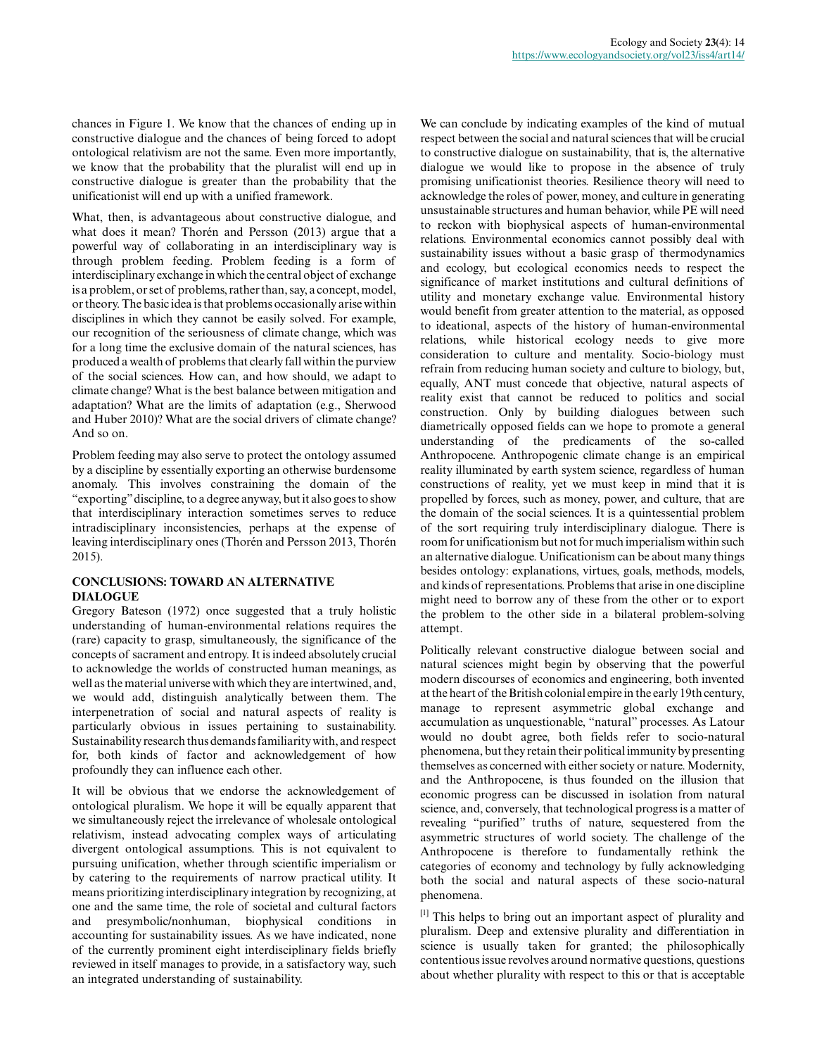chances in Figure 1. We know that the chances of ending up in constructive dialogue and the chances of being forced to adopt ontological relativism are not the same. Even more importantly, we know that the probability that the pluralist will end up in constructive dialogue is greater than the probability that the unificationist will end up with a unified framework.

What, then, is advantageous about constructive dialogue, and what does it mean? Thorén and Persson (2013) argue that a powerful way of collaborating in an interdisciplinary way is through problem feeding. Problem feeding is a form of interdisciplinary exchange in which the central object of exchange is a problem, or set of problems, rather than, say, a concept, model, or theory. The basic idea is that problems occasionally arise within disciplines in which they cannot be easily solved. For example, our recognition of the seriousness of climate change, which was for a long time the exclusive domain of the natural sciences, has produced a wealth of problems that clearly fall within the purview of the social sciences. How can, and how should, we adapt to climate change? What is the best balance between mitigation and adaptation? What are the limits of adaptation (e.g., Sherwood and Huber 2010)? What are the social drivers of climate change? And so on.

Problem feeding may also serve to protect the ontology assumed by a discipline by essentially exporting an otherwise burdensome anomaly. This involves constraining the domain of the "exporting" discipline, to a degree anyway, but it also goes to show that interdisciplinary interaction sometimes serves to reduce intradisciplinary inconsistencies, perhaps at the expense of leaving interdisciplinary ones (Thorén and Persson 2013, Thorén 2015).

## CONCLUSIONS: TOWARD AN ALTERNATIVE DIALOGUE

Gregory Bateson (1972) once suggested that a truly holistic understanding of human-environmental relations requires the (rare) capacity to grasp, simultaneously, the significance of the concepts of sacrament and entropy. It is indeed absolutely crucial to acknowledge the worlds of constructed human meanings, as well as the material universe with which they are intertwined, and, we would add, distinguish analytically between them. The interpenetration of social and natural aspects of reality is particularly obvious in issues pertaining to sustainability. Sustainability research thus demands familiarity with, and respect for, both kinds of factor and acknowledgement of how profoundly they can influence each other.

It will be obvious that we endorse the acknowledgement of ontological pluralism. We hope it will be equally apparent that we simultaneously reject the irrelevance of wholesale ontological relativism, instead advocating complex ways of articulating divergent ontological assumptions. This is not equivalent to pursuing unification, whether through scientific imperialism or by catering to the requirements of narrow practical utility. It means prioritizing interdisciplinary integration by recognizing, at one and the same time, the role of societal and cultural factors and presymbolic/nonhuman, biophysical conditions in accounting for sustainability issues. As we have indicated, none of the currently prominent eight interdisciplinary fields briefly reviewed in itself manages to provide, in a satisfactory way, such an integrated understanding of sustainability.

We can conclude by indicating examples of the kind of mutual respect between the social and natural sciences that will be crucial to constructive dialogue on sustainability, that is, the alternative dialogue we would like to propose in the absence of truly promising unificationist theories. Resilience theory will need to acknowledge the roles of power, money, and culture in generating unsustainable structures and human behavior, while PE will need to reckon with biophysical aspects of human-environmental relations. Environmental economics cannot possibly deal with sustainability issues without a basic grasp of thermodynamics and ecology, but ecological economics needs to respect the significance of market institutions and cultural definitions of utility and monetary exchange value. Environmental history would benefit from greater attention to the material, as opposed to ideational, aspects of the history of human-environmental relations, while historical ecology needs to give more consideration to culture and mentality. Socio-biology must refrain from reducing human society and culture to biology, but, equally, ANT must concede that objective, natural aspects of reality exist that cannot be reduced to politics and social construction. Only by building dialogues between such diametrically opposed fields can we hope to promote a general understanding of the predicaments of the so-called Anthropocene. Anthropogenic climate change is an empirical reality illuminated by earth system science, regardless of human constructions of reality, yet we must keep in mind that it is propelled by forces, such as money, power, and culture, that are the domain of the social sciences. It is a quintessential problem of the sort requiring truly interdisciplinary dialogue. There is room for unificationism but not for much imperialism within such an alternative dialogue. Unificationism can be about many things besides ontology: explanations, virtues, goals, methods, models, and kinds of representations. Problems that arise in one discipline might need to borrow any of these from the other or to export the problem to the other side in a bilateral problem-solving attempt.

Politically relevant constructive dialogue between social and natural sciences might begin by observing that the powerful modern discourses of economics and engineering, both invented at the heart of the British colonial empire in the early 19th century, manage to represent asymmetric global exchange and accumulation as unquestionable, "natural" processes. As Latour would no doubt agree, both fields refer to socio-natural phenomena, but they retain their political immunity by presenting themselves as concerned with either society or nature. Modernity, and the Anthropocene, is thus founded on the illusion that economic progress can be discussed in isolation from natural science, and, conversely, that technological progress is a matter of revealing "purified" truths of nature, sequestered from the asymmetric structures of world society. The challenge of the Anthropocene is therefore to fundamentally rethink the categories of economy and technology by fully acknowledging both the social and natural aspects of these socio-natural phenomena.

[1] This helps to bring out an important aspect of plurality and pluralism. Deep and extensive plurality and differentiation in science is usually taken for granted; the philosophically contentious issue revolves around normative questions, questions about whether plurality with respect to this or that is acceptable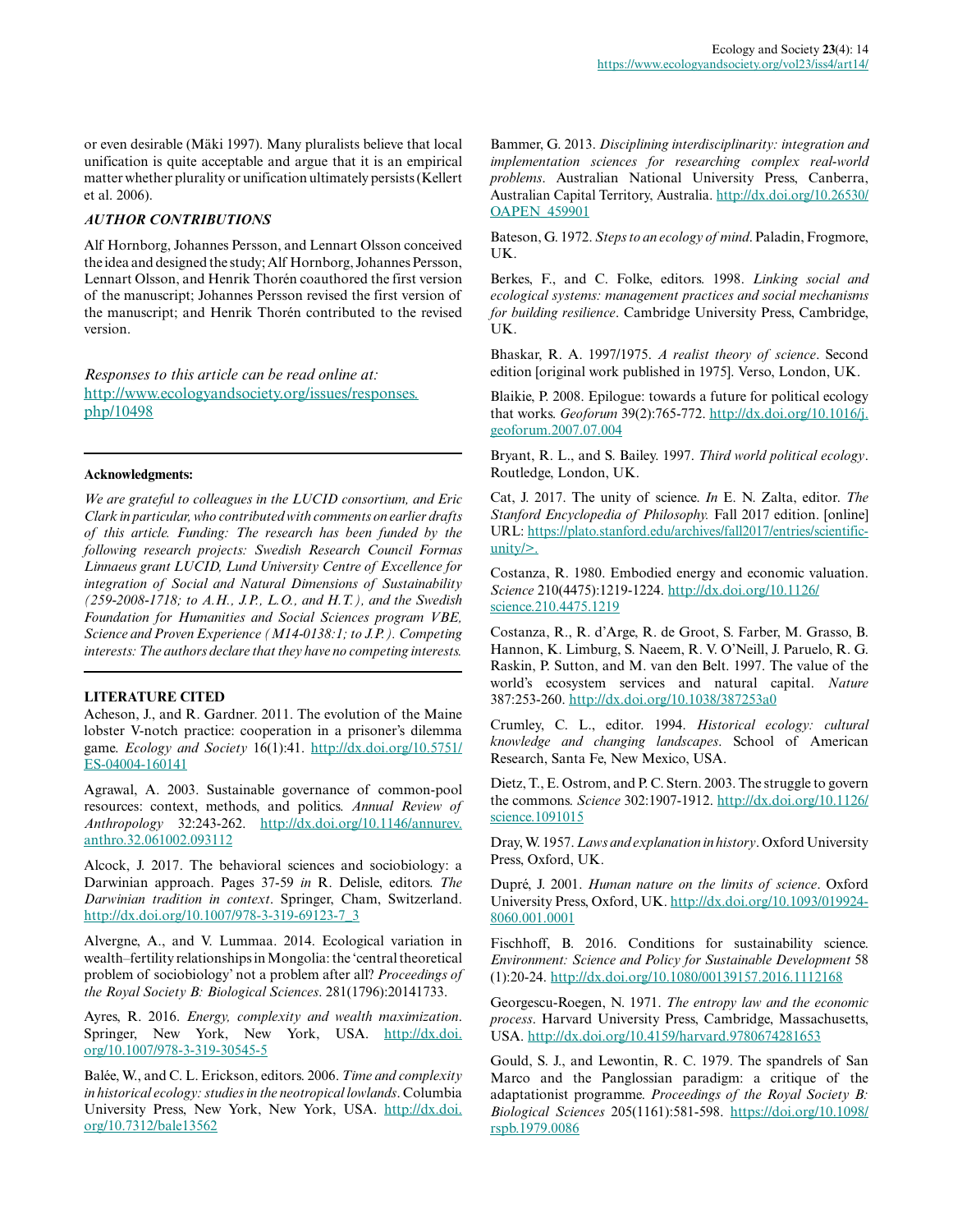or even desirable (Mäki 1997). Many pluralists believe that local unification is quite acceptable and argue that it is an empirical matter whether plurality or unification ultimately persists (Kellert et al. 2006).

### *AUTHOR CONTRIBUTIONS*

Alf Hornborg, Johannes Persson, and Lennart Olsson conceived the idea and designed the study; Alf Hornborg, Johannes Persson, Lennart Olsson, and Henrik Thorén coauthored the first version of the manuscript; Johannes Persson revised the first version of the manuscript; and Henrik Thorén contributed to the revised version.

*Responses to this article can be read online at:*
http://www.ecologyandsociety.org/issues/responses.php/10498

---

**Acknowledgments:**

*We are grateful to colleagues in the LUCID consortium, and Eric Clark in particular, who contributed with comments on earlier drafts of this article. Funding: The research has been funded by the following research projects: Swedish Research Council Formas Linnaeus grant LUCID, Lund University Centre of Excellence for integration of Social and Natural Dimensions of Sustainability (259-2008-1718; to A.H., J.P., L.O., and H.T.), and the Swedish Foundation for Humanities and Social Sciences program VBE, Science and Proven Experience (M14-0138:1; to J.P.). Competing interests: The authors declare that they have no competing interests.*

---

### LITERATURE CITED

Acheson, J., and R. Gardner. 2011. The evolution of the Maine lobster V-notch practice: cooperation in a prisoner's dilemma game. *Ecology and Society* 16(1):41. http://dx.doi.org/10.5751/ES-04004-160141

Agrawal, A. 2003. Sustainable governance of common-pool resources: context, methods, and politics. *Annual Review of Anthropology* 32:243-262. http://dx.doi.org/10.1146/annurev.anthro.32.061002.093112

Alcock, J. 2017. The behavioral sciences and sociobiology: a Darwinian approach. Pages 37-59 *in* R. Delisle, editors. *The Darwinian tradition in context*. Springer, Cham, Switzerland. http://dx.doi.org/10.1007/978-3-319-69123-7_3

Alvergne, A., and V. Lummaa. 2014. Ecological variation in wealth–fertility relationships in Mongolia: the 'central theoretical problem of sociobiology' not a problem after all? *Proceedings of the Royal Society B: Biological Sciences*. 281(1796):20141733.

Ayres, R. 2016. *Energy, complexity and wealth maximization*. Springer, New York, New York, USA. http://dx.doi.org/10.1007/978-3-319-30545-5

Balée, W., and C. L. Erickson, editors. 2006. *Time and complexity in historical ecology: studies in the neotropical lowlands*. Columbia University Press, New York, New York, USA. http://dx.doi.org/10.7312/bale13562

Bammer, G. 2013. *Disciplining interdisciplinarity: integration and implementation sciences for researching complex real-world problems*. Australian National University Press, Canberra, Australian Capital Territory, Australia. http://dx.doi.org/10.26530/OAPEN_459901

Bateson, G. 1972. *Steps to an ecology of mind*. Paladin, Frogmore, UK.

Berkes, F., and C. Folke, editors. 1998. *Linking social and ecological systems: management practices and social mechanisms for building resilience*. Cambridge University Press, Cambridge, UK.

Bhaskar, R. A. 1997/1975. *A realist theory of science*. Second edition [original work published in 1975]. Verso, London, UK.

Blaikie, P. 2008. Epilogue: towards a future for political ecology that works. *Geoforum* 39(2):765-772. http://dx.doi.org/10.1016/j.geoforum.2007.07.004

Bryant, R. L., and S. Bailey. 1997. *Third world political ecology*. Routledge, London, UK.

Cat, J. 2017. The unity of science. *In* E. N. Zalta, editor. *The Stanford Encyclopedia of Philosophy.* Fall 2017 edition. [online] URL: https://plato.stanford.edu/archives/fall2017/entries/scientific-unity/>.

Costanza, R. 1980. Embodied energy and economic valuation. *Science* 210(4475):1219-1224. http://dx.doi.org/10.1126/science.210.4475.1219

Costanza, R., R. d'Arge, R. de Groot, S. Farber, M. Grasso, B. Hannon, K. Limburg, S. Naeem, R. V. O'Neill, J. Paruelo, R. G. Raskin, P. Sutton, and M. van den Belt. 1997. The value of the world's ecosystem services and natural capital. *Nature* 387:253-260. http://dx.doi.org/10.1038/387253a0

Crumley, C. L., editor. 1994. *Historical ecology: cultural knowledge and changing landscapes*. School of American Research, Santa Fe, New Mexico, USA.

Dietz, T., E. Ostrom, and P. C. Stern. 2003. The struggle to govern the commons. *Science* 302:1907-1912. http://dx.doi.org/10.1126/science.1091015

Dray, W. 1957. *Laws and explanation in history*. Oxford University Press, Oxford, UK.

Dupré, J. 2001. *Human nature on the limits of science*. Oxford University Press, Oxford, UK. http://dx.doi.org/10.1093/019924-8060.001.0001

Fischhoff, B. 2016. Conditions for sustainability science. *Environment: Science and Policy for Sustainable Development* 58 (1):20-24. http://dx.doi.org/10.1080/00139157.2016.1112168

Georgescu-Roegen, N. 1971. *The entropy law and the economic process*. Harvard University Press, Cambridge, Massachusetts, USA. http://dx.doi.org/10.4159/harvard.9780674281653

Gould, S. J., and Lewontin, R. C. 1979. The spandrels of San Marco and the Panglossian paradigm: a critique of the adaptationist programme. *Proceedings of the Royal Society B: Biological Sciences* 205(1161):581-598. https://doi.org/10.1098/rspb.1979.0086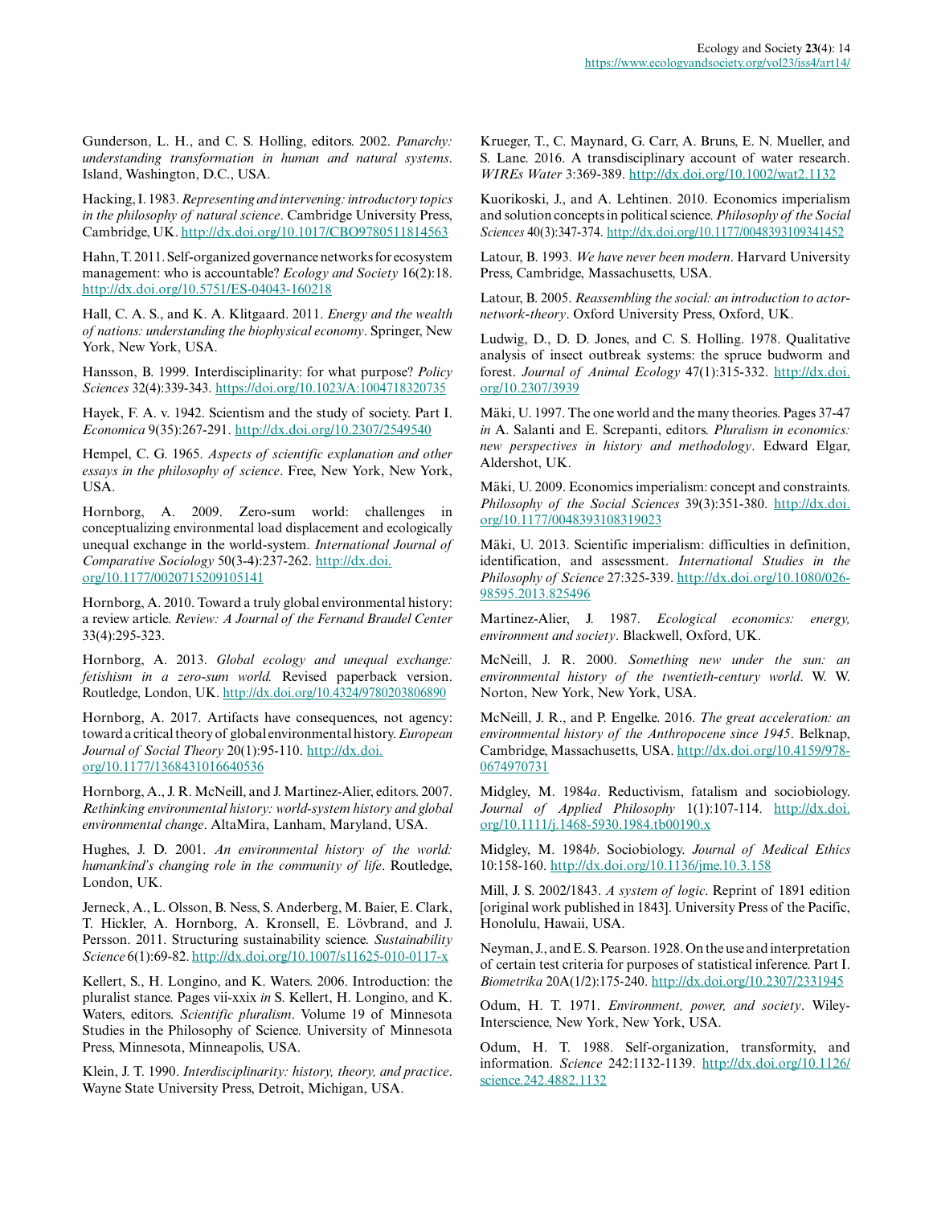Gunderson, L. H., and C. S. Holling, editors. 2002. *Panarchy: understanding transformation in human and natural systems*. Island, Washington, D.C., USA.

Hacking, I. 1983. *Representing and intervening: introductory topics in the philosophy of natural science*. Cambridge University Press, Cambridge, UK. http://dx.doi.org/10.1017/CBO9780511814563

Hahn, T. 2011. Self-organized governance networks for ecosystem management: who is accountable? *Ecology and Society* 16(2):18. http://dx.doi.org/10.5751/ES-04043-160218

Hall, C. A. S., and K. A. Klitgaard. 2011. *Energy and the wealth of nations: understanding the biophysical economy*. Springer, New York, New York, USA.

Hansson, B. 1999. Interdisciplinarity: for what purpose? *Policy Sciences* 32(4):339-343. https://doi.org/10.1023/A:1004718320735

Hayek, F. A. v. 1942. Scientism and the study of society. Part I. *Economica* 9(35):267-291. http://dx.doi.org/10.2307/2549540

Hempel, C. G. 1965. *Aspects of scientific explanation and other essays in the philosophy of science*. Free, New York, New York, USA.

Hornborg, A. 2009. Zero-sum world: challenges in conceptualizing environmental load displacement and ecologically unequal exchange in the world-system. *International Journal of Comparative Sociology* 50(3-4):237-262. http://dx.doi.org/10.1177/0020715209105141

Hornborg, A. 2010. Toward a truly global environmental history: a review article. *Review: A Journal of the Fernand Braudel Center* 33(4):295-323.

Hornborg, A. 2013. *Global ecology and unequal exchange: fetishism in a zero-sum world.* Revised paperback version. Routledge, London, UK. http://dx.doi.org/10.4324/9780203806890

Hornborg, A. 2017. Artifacts have consequences, not agency: toward a critical theory of global environmental history. *European Journal of Social Theory* 20(1):95-110. http://dx.doi.org/10.1177/1368431016640536

Hornborg, A., J. R. McNeill, and J. Martinez-Alier, editors. 2007. *Rethinking environmental history: world-system history and global environmental change*. AltaMira, Lanham, Maryland, USA.

Hughes, J. D. 2001. *An environmental history of the world: humankind's changing role in the community of life*. Routledge, London, UK.

Jerneck, A., L. Olsson, B. Ness, S. Anderberg, M. Baier, E. Clark, T. Hickler, A. Hornborg, A. Kronsell, E. Lövbrand, and J. Persson. 2011. Structuring sustainability science. *Sustainability Science* 6(1):69-82. http://dx.doi.org/10.1007/s11625-010-0117-x

Kellert, S., H. Longino, and K. Waters. 2006. Introduction: the pluralist stance. Pages vii-xxix *in* S. Kellert, H. Longino, and K. Waters, editors. *Scientific pluralism*. Volume 19 of Minnesota Studies in the Philosophy of Science. University of Minnesota Press, Minnesota, Minneapolis, USA.

Klein, J. T. 1990. *Interdisciplinarity: history, theory, and practice*. Wayne State University Press, Detroit, Michigan, USA.

Krueger, T., C. Maynard, G. Carr, A. Bruns, E. N. Mueller, and S. Lane. 2016. A transdisciplinary account of water research. *WIREs Water* 3:369-389. http://dx.doi.org/10.1002/wat2.1132

Kuorikoski, J., and A. Lehtinen. 2010. Economics imperialism and solution concepts in political science. *Philosophy of the Social Sciences* 40(3):347-374. http://dx.doi.org/10.1177/0048393109341452

Latour, B. 1993. *We have never been modern*. Harvard University Press, Cambridge, Massachusetts, USA.

Latour, B. 2005. *Reassembling the social: an introduction to actor-network-theory*. Oxford University Press, Oxford, UK.

Ludwig, D., D. D. Jones, and C. S. Holling. 1978. Qualitative analysis of insect outbreak systems: the spruce budworm and forest. *Journal of Animal Ecology* 47(1):315-332. http://dx.doi.org/10.2307/3939

Mäki, U. 1997. The one world and the many theories. Pages 37-47 *in* A. Salanti and E. Screpanti, editors. *Pluralism in economics: new perspectives in history and methodology*. Edward Elgar, Aldershot, UK.

Mäki, U. 2009. Economics imperialism: concept and constraints. *Philosophy of the Social Sciences* 39(3):351-380. http://dx.doi.org/10.1177/0048393108319023

Mäki, U. 2013. Scientific imperialism: difficulties in definition, identification, and assessment. *International Studies in the Philosophy of Science* 27:325-339. http://dx.doi.org/10.1080/02698595.2013.825496

Martinez-Alier, J. 1987. *Ecological economics: energy, environment and society*. Blackwell, Oxford, UK.

McNeill, J. R. 2000. *Something new under the sun: an environmental history of the twentieth-century world*. W. W. Norton, New York, New York, USA.

McNeill, J. R., and P. Engelke. 2016. *The great acceleration: an environmental history of the Anthropocene since 1945*. Belknap, Cambridge, Massachusetts, USA. http://dx.doi.org/10.4159/978-0674970731

Midgley, M. 1984*a*. Reductivism, fatalism and sociobiology. *Journal of Applied Philosophy* 1(1):107-114. http://dx.doi.org/10.1111/j.1468-5930.1984.tb00190.x

Midgley, M. 1984*b*. Sociobiology. *Journal of Medical Ethics* 10:158-160. http://dx.doi.org/10.1136/jme.10.3.158

Mill, J. S. 2002/1843. *A system of logic*. Reprint of 1891 edition [original work published in 1843]. University Press of the Pacific, Honolulu, Hawaii, USA.

Neyman, J., and E. S. Pearson. 1928. On the use and interpretation of certain test criteria for purposes of statistical inference. Part I. *Biometrika* 20A(1/2):175-240. http://dx.doi.org/10.2307/2331945

Odum, H. T. 1971. *Environment, power, and society*. Wiley-Interscience, New York, New York, USA.

Odum, H. T. 1988. Self-organization, transformity, and information. *Science* 242:1132-1139. http://dx.doi.org/10.1126/science.242.4882.1132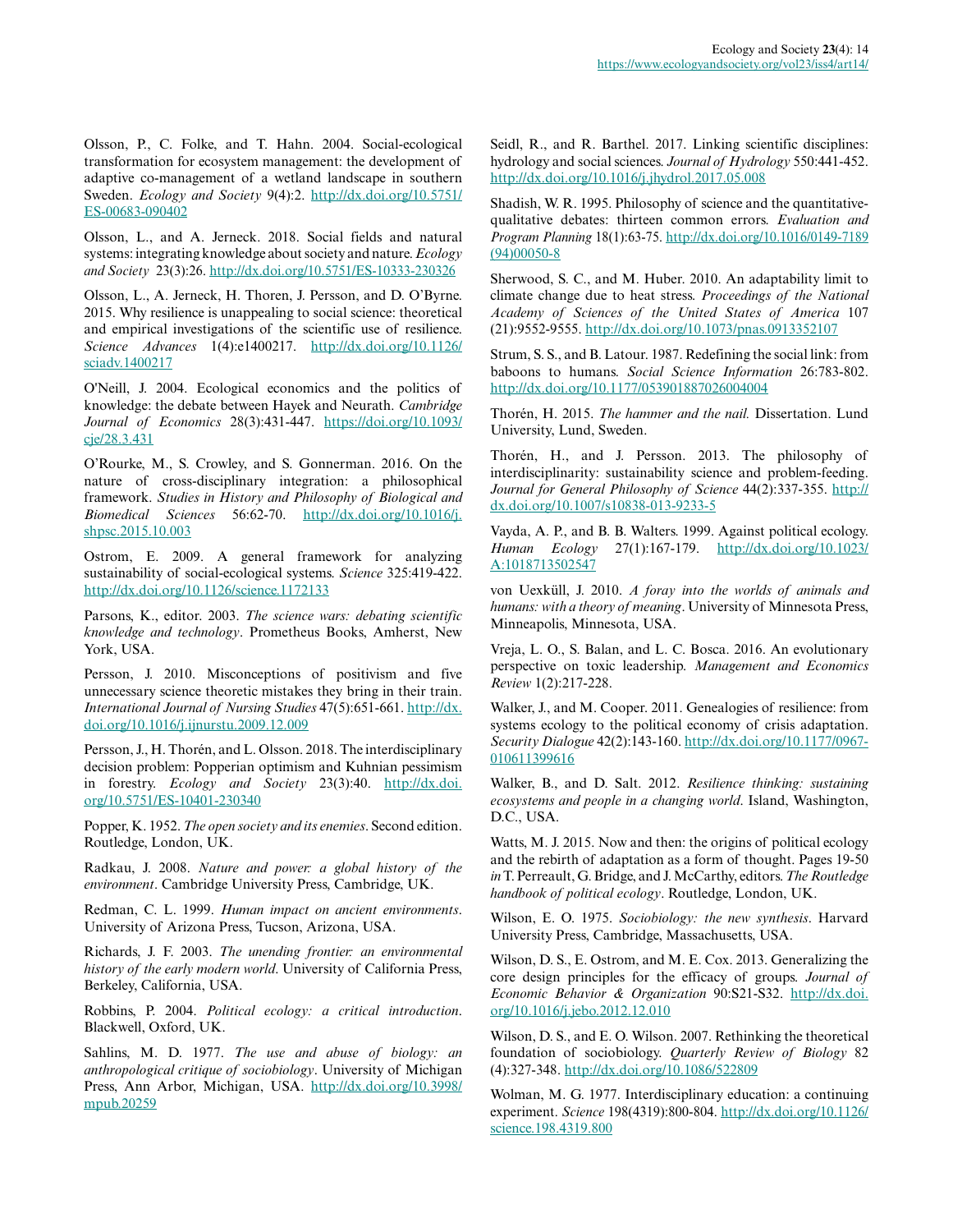Olsson, P., C. Folke, and T. Hahn. 2004. Social-ecological transformation for ecosystem management: the development of adaptive co-management of a wetland landscape in southern Sweden. *Ecology and Society* 9(4):2. http://dx.doi.org/10.5751/ES-00683-090402

Olsson, L., and A. Jerneck. 2018. Social fields and natural systems: integrating knowledge about society and nature. *Ecology and Society* 23(3):26. http://dx.doi.org/10.5751/ES-10333-230326

Olsson, L., A. Jerneck, H. Thoren, J. Persson, and D. O'Byrne. 2015. Why resilience is unappealing to social science: theoretical and empirical investigations of the scientific use of resilience. *Science Advances* 1(4):e1400217. http://dx.doi.org/10.1126/sciadv.1400217

O'Neill, J. 2004. Ecological economics and the politics of knowledge: the debate between Hayek and Neurath. *Cambridge Journal of Economics* 28(3):431-447. https://doi.org/10.1093/cje/28.3.431

O'Rourke, M., S. Crowley, and S. Gonnerman. 2016. On the nature of cross-disciplinary integration: a philosophical framework. *Studies in History and Philosophy of Biological and Biomedical Sciences* 56:62-70. http://dx.doi.org/10.1016/j.shpsc.2015.10.003

Ostrom, E. 2009. A general framework for analyzing sustainability of social-ecological systems. *Science* 325:419-422. http://dx.doi.org/10.1126/science.1172133

Parsons, K., editor. 2003. *The science wars: debating scientific knowledge and technology*. Prometheus Books, Amherst, New York, USA.

Persson, J. 2010. Misconceptions of positivism and five unnecessary science theoretic mistakes they bring in their train. *International Journal of Nursing Studies* 47(5):651-661. http://dx.doi.org/10.1016/j.ijnurstu.2009.12.009

Persson, J., H. Thorén, and L. Olsson. 2018. The interdisciplinary decision problem: Popperian optimism and Kuhnian pessimism in forestry. *Ecology and Society* 23(3):40. http://dx.doi.org/10.5751/ES-10401-230340

Popper, K. 1952. *The open society and its enemies*. Second edition. Routledge, London, UK.

Radkau, J. 2008. *Nature and power: a global history of the environment*. Cambridge University Press, Cambridge, UK.

Redman, C. L. 1999. *Human impact on ancient environments*. University of Arizona Press, Tucson, Arizona, USA.

Richards, J. F. 2003. *The unending frontier: an environmental history of the early modern world*. University of California Press, Berkeley, California, USA.

Robbins, P. 2004. *Political ecology: a critical introduction*. Blackwell, Oxford, UK.

Sahlins, M. D. 1977. *The use and abuse of biology: an anthropological critique of sociobiology*. University of Michigan Press, Ann Arbor, Michigan, USA. http://dx.doi.org/10.3998/mpub.20259

Seidl, R., and R. Barthel. 2017. Linking scientific disciplines: hydrology and social sciences. *Journal of Hydrology* 550:441-452. http://dx.doi.org/10.1016/j.jhydrol.2017.05.008

Shadish, W. R. 1995. Philosophy of science and the quantitative-qualitative debates: thirteen common errors. *Evaluation and Program Planning* 18(1):63-75. http://dx.doi.org/10.1016/0149-7189(94)00050-8

Sherwood, S. C., and M. Huber. 2010. An adaptability limit to climate change due to heat stress. *Proceedings of the National Academy of Sciences of the United States of America* 107(21):9552-9555. http://dx.doi.org/10.1073/pnas.0913352107

Strum, S. S., and B. Latour. 1987. Redefining the social link: from baboons to humans. *Social Science Information* 26:783-802. http://dx.doi.org/10.1177/053901887026004004

Thorén, H. 2015. *The hammer and the nail.* Dissertation. Lund University, Lund, Sweden.

Thorén, H., and J. Persson. 2013. The philosophy of interdisciplinarity: sustainability science and problem-feeding. *Journal for General Philosophy of Science* 44(2):337-355. http://dx.doi.org/10.1007/s10838-013-9233-5

Vayda, A. P., and B. B. Walters. 1999. Against political ecology. *Human Ecology* 27(1):167-179. http://dx.doi.org/10.1023/A:1018713502547

von Uexküll, J. 2010. *A foray into the worlds of animals and humans: with a theory of meaning*. University of Minnesota Press, Minneapolis, Minnesota, USA.

Vreja, L. O., S. Balan, and L. C. Bosca. 2016. An evolutionary perspective on toxic leadership. *Management and Economics Review* 1(2):217-228.

Walker, J., and M. Cooper. 2011. Genealogies of resilience: from systems ecology to the political economy of crisis adaptation. *Security Dialogue* 42(2):143-160. http://dx.doi.org/10.1177/0967-010611399616

Walker, B., and D. Salt. 2012. *Resilience thinking: sustaining ecosystems and people in a changing world*. Island, Washington, D.C., USA.

Watts, M. J. 2015. Now and then: the origins of political ecology and the rebirth of adaptation as a form of thought. Pages 19-50 *in* T. Perreault, G. Bridge, and J. McCarthy, editors. *The Routledge handbook of political ecology*. Routledge, London, UK.

Wilson, E. O. 1975. *Sociobiology: the new synthesis*. Harvard University Press, Cambridge, Massachusetts, USA.

Wilson, D. S., E. Ostrom, and M. E. Cox. 2013. Generalizing the core design principles for the efficacy of groups. *Journal of Economic Behavior & Organization* 90:S21-S32. http://dx.doi.org/10.1016/j.jebo.2012.12.010

Wilson, D. S., and E. O. Wilson. 2007. Rethinking the theoretical foundation of sociobiology. *Quarterly Review of Biology* 82(4):327-348. http://dx.doi.org/10.1086/522809

Wolman, M. G. 1977. Interdisciplinary education: a continuing experiment. *Science* 198(4319):800-804. http://dx.doi.org/10.1126/science.198.4319.800